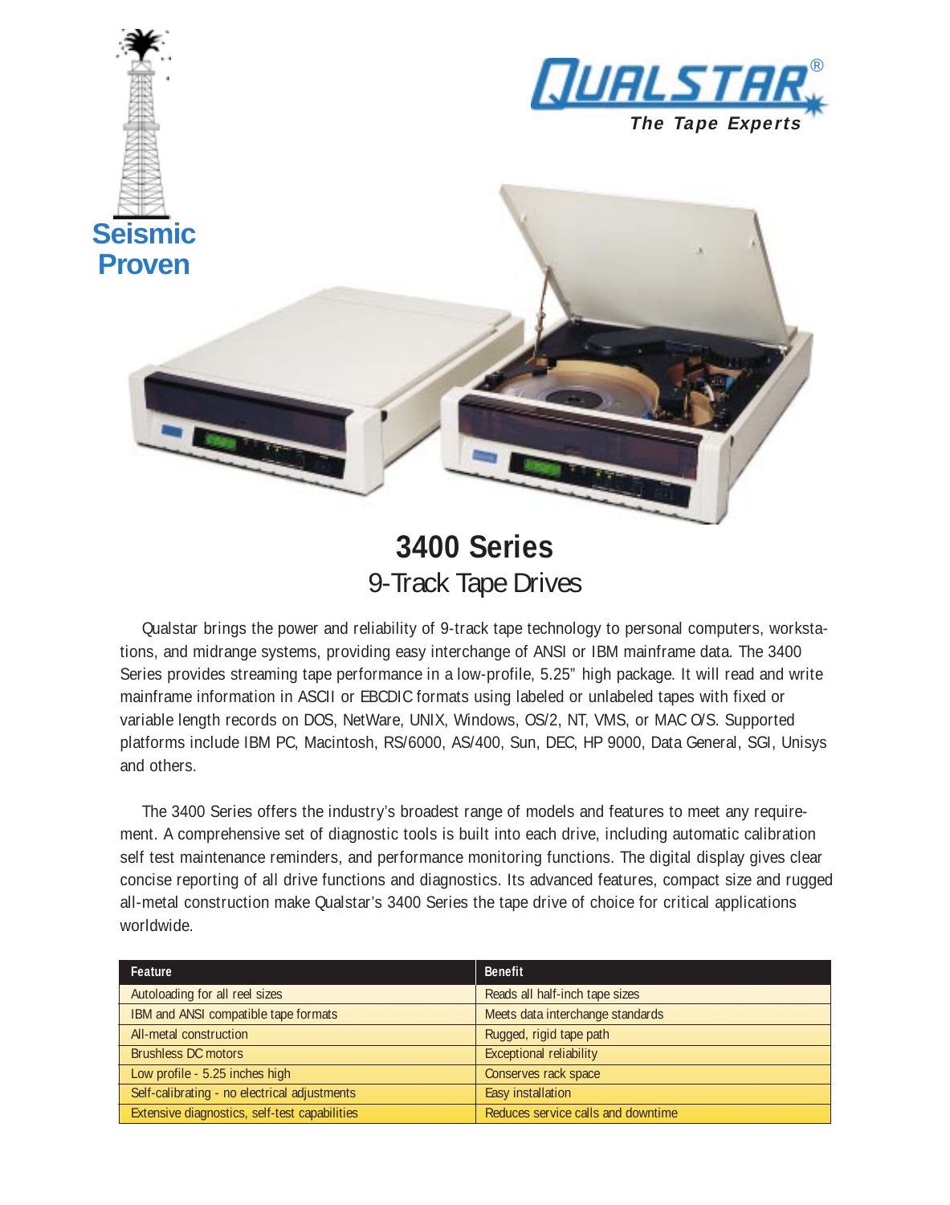QUALSTAR®

*The Tape Experts*

**Seismic Proven**

# 3400 Series

## 9-Track Tape Drives

Qualstar brings the power and reliability of 9-track tape technology to personal computers, workstations, and midrange systems, providing easy interchange of ANSI or IBM mainframe data. The 3400 Series provides streaming tape performance in a low-profile, 5.25" high package. It will read and write mainframe information in ASCII or EBCDIC formats using labeled or unlabeled tapes with fixed or variable length records on DOS, NetWare, UNIX, Windows, OS/2, NT, VMS, or MAC O/S. Supported platforms include IBM PC, Macintosh, RS/6000, AS/400, Sun, DEC, HP 9000, Data General, SGI, Unisys and others.

The 3400 Series offers the industry's broadest range of models and features to meet any requirement. A comprehensive set of diagnostic tools is built into each drive, including automatic calibration self test maintenance reminders, and performance monitoring functions. The digital display gives clear concise reporting of all drive functions and diagnostics. Its advanced features, compact size and rugged all-metal construction make Qualstar's 3400 Series the tape drive of choice for critical applications worldwide.

| Feature | Benefit |
| --- | --- |
| Autoloading for all reel sizes | Reads all half-inch tape sizes |
| IBM and ANSI compatible tape formats | Meets data interchange standards |
| All-metal construction | Rugged, rigid tape path |
| Brushless DC motors | Exceptional reliability |
| Low profile - 5.25 inches high | Conserves rack space |
| Self-calibrating - no electrical adjustments | Easy installation |
| Extensive diagnostics, self-test capabilities | Reduces service calls and downtime |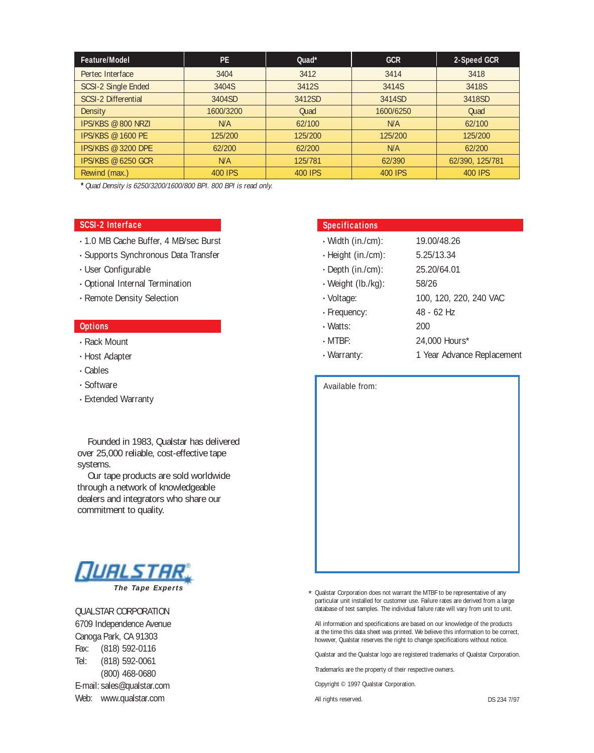| Feature/Model | PE | Quad* | GCR | 2-Speed GCR |
|---|---|---|---|---|
| Pertec Interface | 3404 | 3412 | 3414 | 3418 |
| SCSI-2 Single Ended | 3404S | 3412S | 3414S | 3418S |
| SCSI-2 Differential | 3404SD | 3412SD | 3414SD | 3418SD |
| Density | 1600/3200 | Quad | 1600/6250 | Quad |
| IPS/KBS @ 800 NRZI | N/A | 62/100 | N/A | 62/100 |
| IPS/KBS @ 1600 PE | 125/200 | 125/200 | 125/200 | 125/200 |
| IPS/KBS @ 3200 DPE | 62/200 | 62/200 | N/A | 62/200 |
| IPS/KBS @ 6250 GCR | N/A | 125/781 | 62/390 | 62/390, 125/781 |
| Rewind (max.) | 400 IPS | 400 IPS | 400 IPS | 400 IPS |

**\*** *Quad Density is 6250/3200/1600/800 BPI. 800 BPI is read only.*

## SCSI-2 Interface

- 1.0 MB Cache Buffer, 4 MB/sec Burst
- Supports Synchronous Data Transfer
- User Configurable
- Optional Internal Termination
- Remote Density Selection

## Options

- Rack Mount
- Host Adapter
- Cables
- Software
- Extended Warranty

Founded in 1983, Qualstar has delivered over 25,000 reliable, cost-effective tape systems.

Our tape products are sold worldwide through a network of knowledgeable dealers and integrators who share our commitment to quality.

QUALSTAR®
*The Tape Experts*

QUALSTAR CORPORATION
6709 Independence Avenue
Canoga Park, CA 91303
Fax: (818) 592-0116
Tel: (818) 592-0061
(800) 468-0680
E-mail: sales@qualstar.com
Web: www.qualstar.com

## Specifications

- Width (in./cm): 19.00/48.26
- Height (in./cm): 5.25/13.34
- Depth (in./cm): 25.20/64.01
- Weight (lb./kg): 58/26
- Voltage: 100, 120, 220, 240 VAC
- Frequency: 48 - 62 Hz
- Watts: 200
- MTBF: 24,000 Hours*
- Warranty: 1 Year Advance Replacement

Available from:

\* Qualstar Corporation does not warrant the MTBF to be representative of any particular unit installed for customer use. Failure rates are derived from a large database of test samples. The individual failure rate will vary from unit to unit.

All information and specifications are based on our knowledge of the products at the time this data sheet was printed. We believe this information to be correct, however, Qualstar reserves the right to change specifications without notice.

Qualstar and the Qualstar logo are registered trademarks of Qualstar Corporation.

Trademarks are the property of their respective owners.

Copyright © 1997 Qualstar Corporation.

All rights reserved.

DS 234 7/97